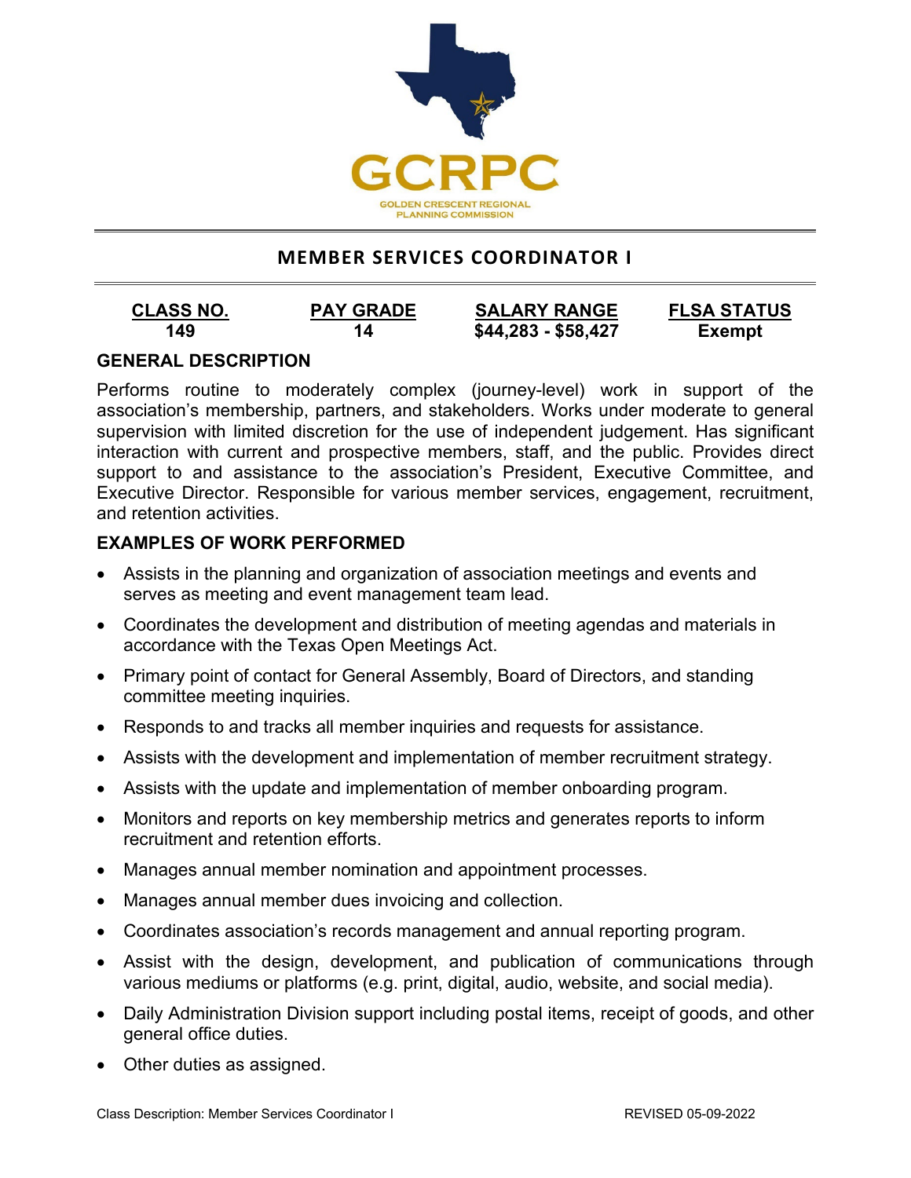GCRPC

GOLDEN CRESCENT REGIONAL PLANNING COMMISSION

# MEMBER SERVICES COORDINATOR I

| CLASS NO. | PAY GRADE | SALARY RANGE | FLSA STATUS |
| --- | --- | --- | --- |
| 149 | 14 | $44,283 - $58,427 | Exempt |

## GENERAL DESCRIPTION

Performs routine to moderately complex (journey-level) work in support of the association's membership, partners, and stakeholders. Works under moderate to general supervision with limited discretion for the use of independent judgement. Has significant interaction with current and prospective members, staff, and the public. Provides direct support to and assistance to the association's President, Executive Committee, and Executive Director. Responsible for various member services, engagement, recruitment, and retention activities.

## EXAMPLES OF WORK PERFORMED

- Assists in the planning and organization of association meetings and events and serves as meeting and event management team lead.
- Coordinates the development and distribution of meeting agendas and materials in accordance with the Texas Open Meetings Act.
- Primary point of contact for General Assembly, Board of Directors, and standing committee meeting inquiries.
- Responds to and tracks all member inquiries and requests for assistance.
- Assists with the development and implementation of member recruitment strategy.
- Assists with the update and implementation of member onboarding program.
- Monitors and reports on key membership metrics and generates reports to inform recruitment and retention efforts.
- Manages annual member nomination and appointment processes.
- Manages annual member dues invoicing and collection.
- Coordinates association's records management and annual reporting program.
- Assist with the design, development, and publication of communications through various mediums or platforms (e.g. print, digital, audio, website, and social media).
- Daily Administration Division support including postal items, receipt of goods, and other general office duties.
- Other duties as assigned.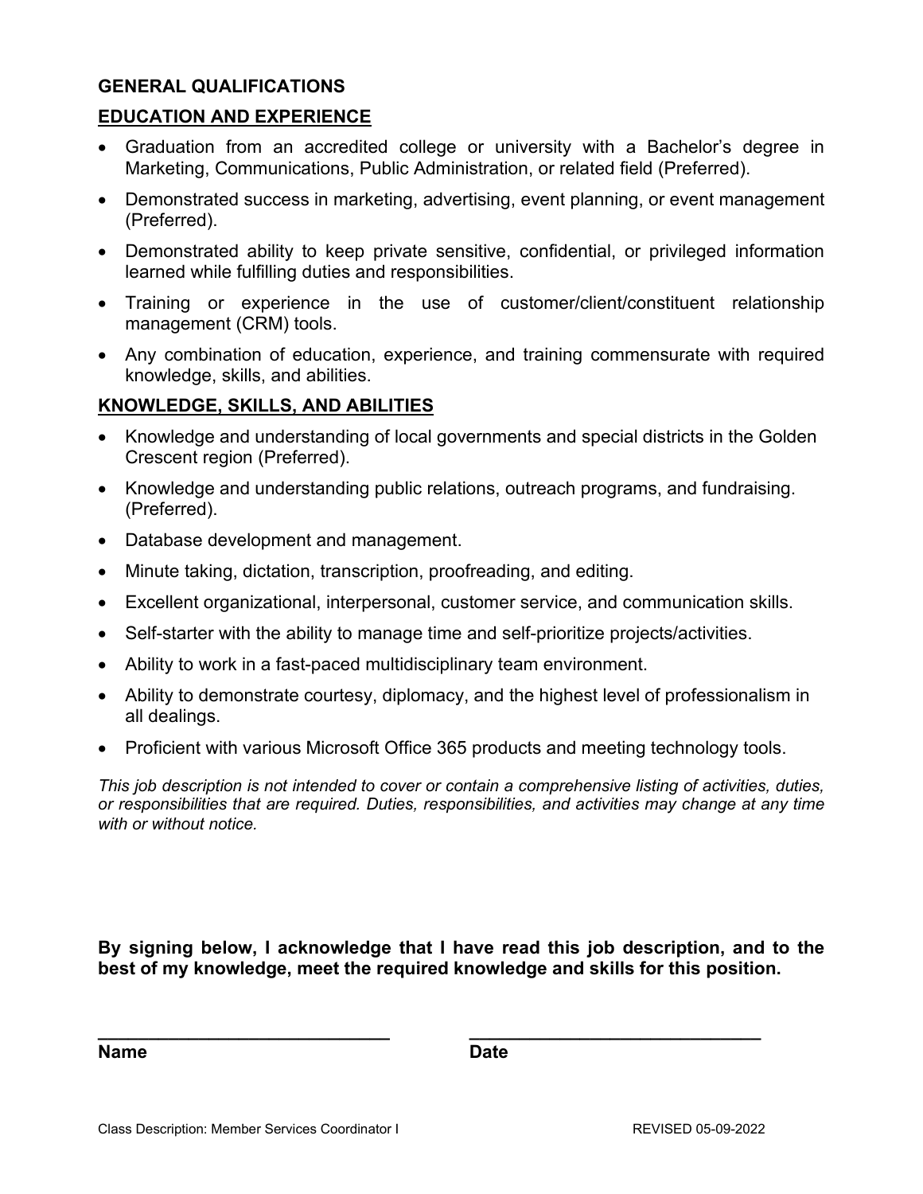**GENERAL QUALIFICATIONS**

**EDUCATION AND EXPERIENCE**

- Graduation from an accredited college or university with a Bachelor's degree in Marketing, Communications, Public Administration, or related field (Preferred).
- Demonstrated success in marketing, advertising, event planning, or event management (Preferred).
- Demonstrated ability to keep private sensitive, confidential, or privileged information learned while fulfilling duties and responsibilities.
- Training or experience in the use of customer/client/constituent relationship management (CRM) tools.
- Any combination of education, experience, and training commensurate with required knowledge, skills, and abilities.

**KNOWLEDGE, SKILLS, AND ABILITIES**

- Knowledge and understanding of local governments and special districts in the Golden Crescent region (Preferred).
- Knowledge and understanding public relations, outreach programs, and fundraising. (Preferred).
- Database development and management.
- Minute taking, dictation, transcription, proofreading, and editing.
- Excellent organizational, interpersonal, customer service, and communication skills.
- Self-starter with the ability to manage time and self-prioritize projects/activities.
- Ability to work in a fast-paced multidisciplinary team environment.
- Ability to demonstrate courtesy, diplomacy, and the highest level of professionalism in all dealings.
- Proficient with various Microsoft Office 365 products and meeting technology tools.

*This job description is not intended to cover or contain a comprehensive listing of activities, duties, or responsibilities that are required. Duties, responsibilities, and activities may change at any time with or without notice.*

**By signing below, I acknowledge that I have read this job description, and to the best of my knowledge, meet the required knowledge and skills for this position.**

______________________________ ______________________________

**Name** **Date**

Class Description: Member Services Coordinator I REVISED 05-09-2022